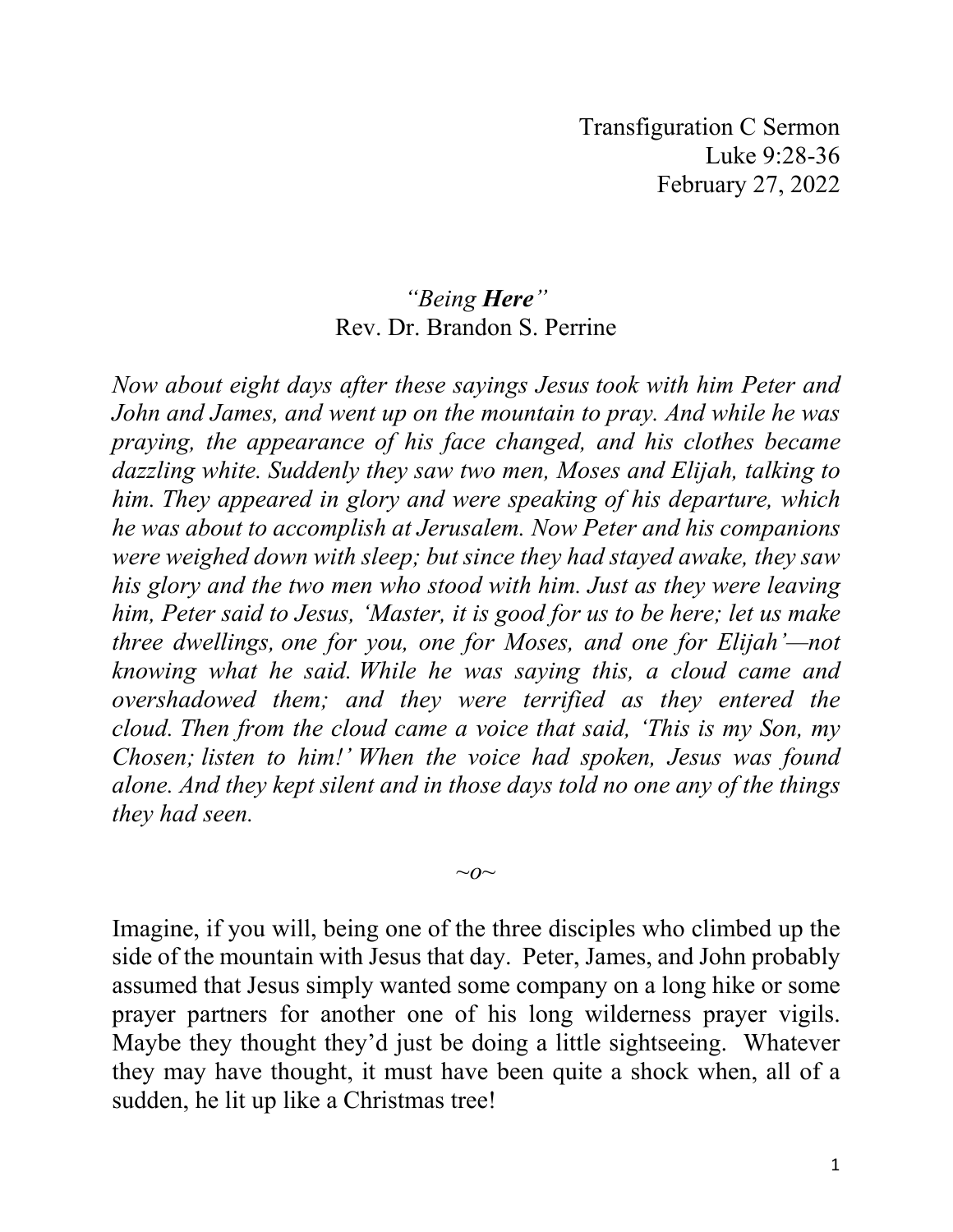Transfiguration C Sermon
Luke 9:28-36
February 27, 2022

# *"Being **Here**"*

Rev. Dr. Brandon S. Perrine

*Now about eight days after these sayings Jesus took with him Peter and John and James, and went up on the mountain to pray. And while he was praying, the appearance of his face changed, and his clothes became dazzling white. Suddenly they saw two men, Moses and Elijah, talking to him. They appeared in glory and were speaking of his departure, which he was about to accomplish at Jerusalem. Now Peter and his companions were weighed down with sleep; but since they had stayed awake, they saw his glory and the two men who stood with him. Just as they were leaving him, Peter said to Jesus, 'Master, it is good for us to be here; let us make three dwellings, one for you, one for Moses, and one for Elijah'—not knowing what he said. While he was saying this, a cloud came and overshadowed them; and they were terrified as they entered the cloud. Then from the cloud came a voice that said, 'This is my Son, my Chosen; listen to him!' When the voice had spoken, Jesus was found alone. And they kept silent and in those days told no one any of the things they had seen.*

~o~

Imagine, if you will, being one of the three disciples who climbed up the side of the mountain with Jesus that day. Peter, James, and John probably assumed that Jesus simply wanted some company on a long hike or some prayer partners for another one of his long wilderness prayer vigils. Maybe they thought they'd just be doing a little sightseeing. Whatever they may have thought, it must have been quite a shock when, all of a sudden, he lit up like a Christmas tree!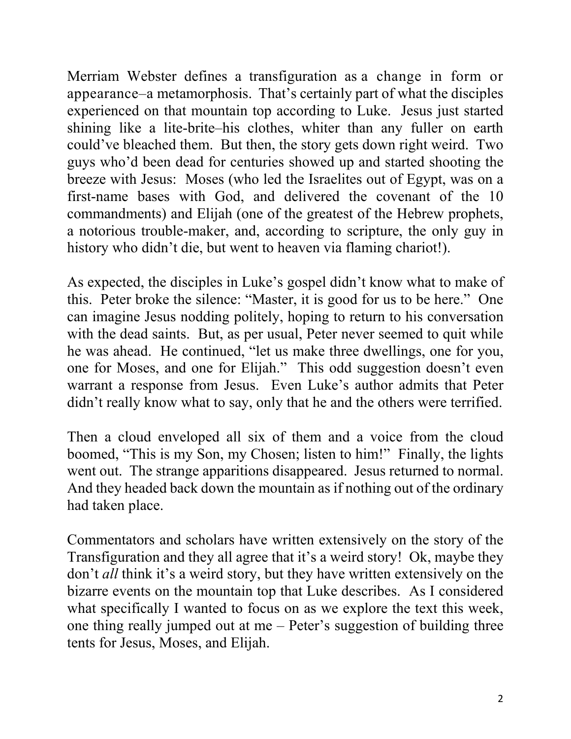Merriam Webster defines a transfiguration as a change in form or appearance–a metamorphosis. That's certainly part of what the disciples experienced on that mountain top according to Luke. Jesus just started shining like a lite-brite–his clothes, whiter than any fuller on earth could've bleached them. But then, the story gets down right weird. Two guys who'd been dead for centuries showed up and started shooting the breeze with Jesus: Moses (who led the Israelites out of Egypt, was on a first-name bases with God, and delivered the covenant of the 10 commandments) and Elijah (one of the greatest of the Hebrew prophets, a notorious trouble-maker, and, according to scripture, the only guy in history who didn't die, but went to heaven via flaming chariot!).

As expected, the disciples in Luke's gospel didn't know what to make of this. Peter broke the silence: "Master, it is good for us to be here." One can imagine Jesus nodding politely, hoping to return to his conversation with the dead saints. But, as per usual, Peter never seemed to quit while he was ahead. He continued, "let us make three dwellings, one for you, one for Moses, and one for Elijah." This odd suggestion doesn't even warrant a response from Jesus. Even Luke's author admits that Peter didn't really know what to say, only that he and the others were terrified.

Then a cloud enveloped all six of them and a voice from the cloud boomed, "This is my Son, my Chosen; listen to him!" Finally, the lights went out. The strange apparitions disappeared. Jesus returned to normal. And they headed back down the mountain as if nothing out of the ordinary had taken place.

Commentators and scholars have written extensively on the story of the Transfiguration and they all agree that it's a weird story! Ok, maybe they don't *all* think it's a weird story, but they have written extensively on the bizarre events on the mountain top that Luke describes. As I considered what specifically I wanted to focus on as we explore the text this week, one thing really jumped out at me – Peter's suggestion of building three tents for Jesus, Moses, and Elijah.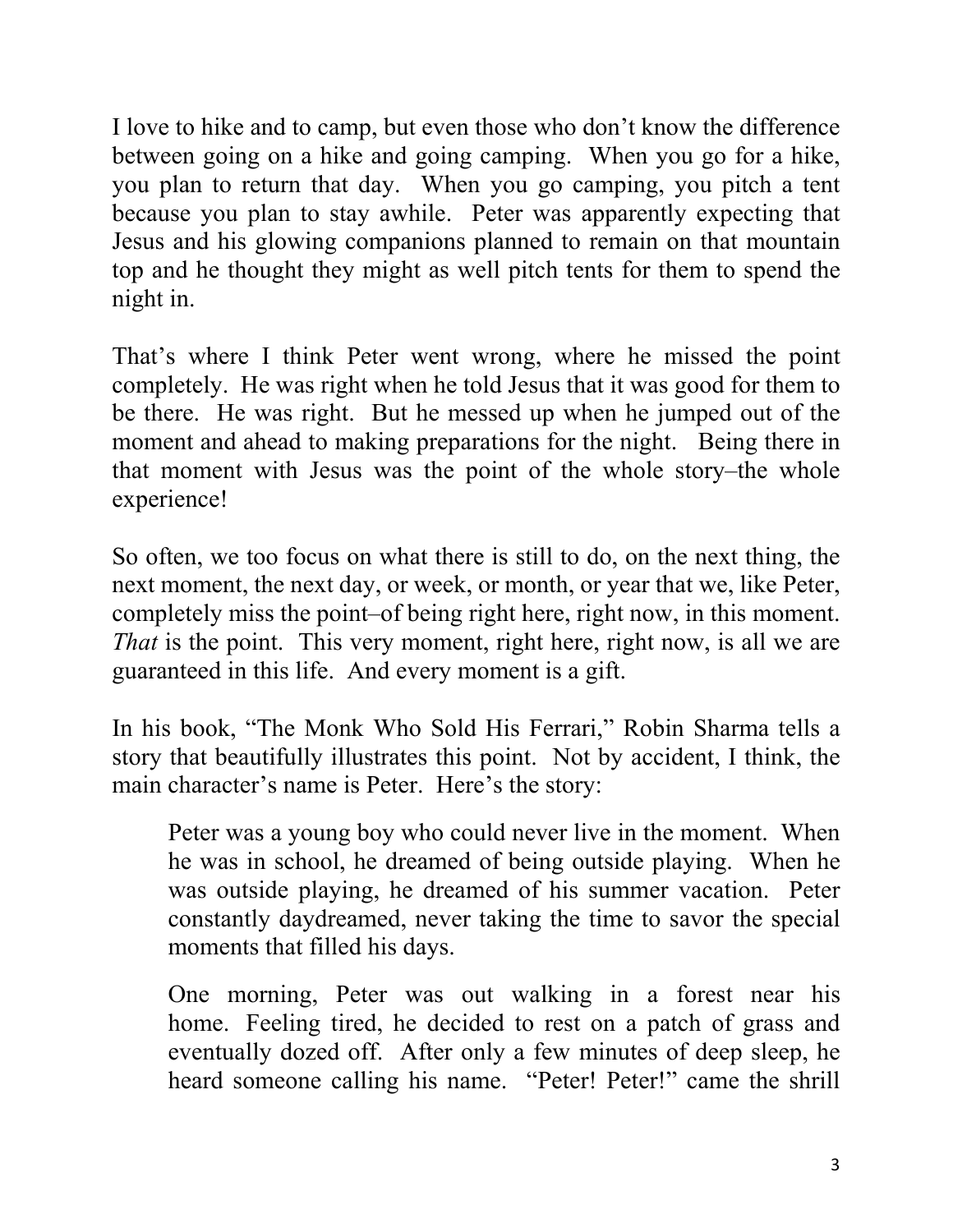I love to hike and to camp, but even those who don't know the difference between going on a hike and going camping. When you go for a hike, you plan to return that day. When you go camping, you pitch a tent because you plan to stay awhile. Peter was apparently expecting that Jesus and his glowing companions planned to remain on that mountain top and he thought they might as well pitch tents for them to spend the night in.

That's where I think Peter went wrong, where he missed the point completely. He was right when he told Jesus that it was good for them to be there. He was right. But he messed up when he jumped out of the moment and ahead to making preparations for the night. Being there in that moment with Jesus was the point of the whole story–the whole experience!

So often, we too focus on what there is still to do, on the next thing, the next moment, the next day, or week, or month, or year that we, like Peter, completely miss the point–of being right here, right now, in this moment. *That* is the point. This very moment, right here, right now, is all we are guaranteed in this life. And every moment is a gift.

In his book, "The Monk Who Sold His Ferrari," Robin Sharma tells a story that beautifully illustrates this point. Not by accident, I think, the main character's name is Peter. Here's the story:

> Peter was a young boy who could never live in the moment. When he was in school, he dreamed of being outside playing. When he was outside playing, he dreamed of his summer vacation. Peter constantly daydreamed, never taking the time to savor the special moments that filled his days.
>
> One morning, Peter was out walking in a forest near his home. Feeling tired, he decided to rest on a patch of grass and eventually dozed off. After only a few minutes of deep sleep, he heard someone calling his name. "Peter! Peter!" came the shrill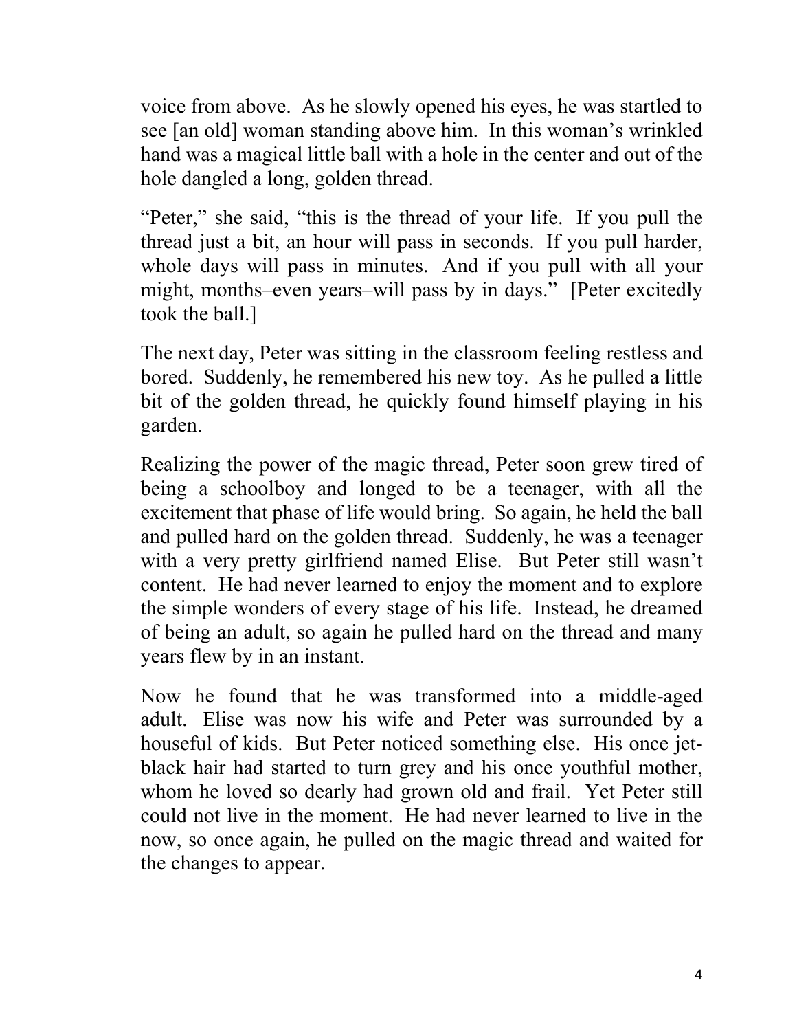voice from above. As he slowly opened his eyes, he was startled to see [an old] woman standing above him. In this woman's wrinkled hand was a magical little ball with a hole in the center and out of the hole dangled a long, golden thread.

"Peter," she said, "this is the thread of your life. If you pull the thread just a bit, an hour will pass in seconds. If you pull harder, whole days will pass in minutes. And if you pull with all your might, months–even years–will pass by in days." [Peter excitedly took the ball.]

The next day, Peter was sitting in the classroom feeling restless and bored. Suddenly, he remembered his new toy. As he pulled a little bit of the golden thread, he quickly found himself playing in his garden.

Realizing the power of the magic thread, Peter soon grew tired of being a schoolboy and longed to be a teenager, with all the excitement that phase of life would bring. So again, he held the ball and pulled hard on the golden thread. Suddenly, he was a teenager with a very pretty girlfriend named Elise. But Peter still wasn't content. He had never learned to enjoy the moment and to explore the simple wonders of every stage of his life. Instead, he dreamed of being an adult, so again he pulled hard on the thread and many years flew by in an instant.

Now he found that he was transformed into a middle-aged adult. Elise was now his wife and Peter was surrounded by a houseful of kids. But Peter noticed something else. His once jet-black hair had started to turn grey and his once youthful mother, whom he loved so dearly had grown old and frail. Yet Peter still could not live in the moment. He had never learned to live in the now, so once again, he pulled on the magic thread and waited for the changes to appear.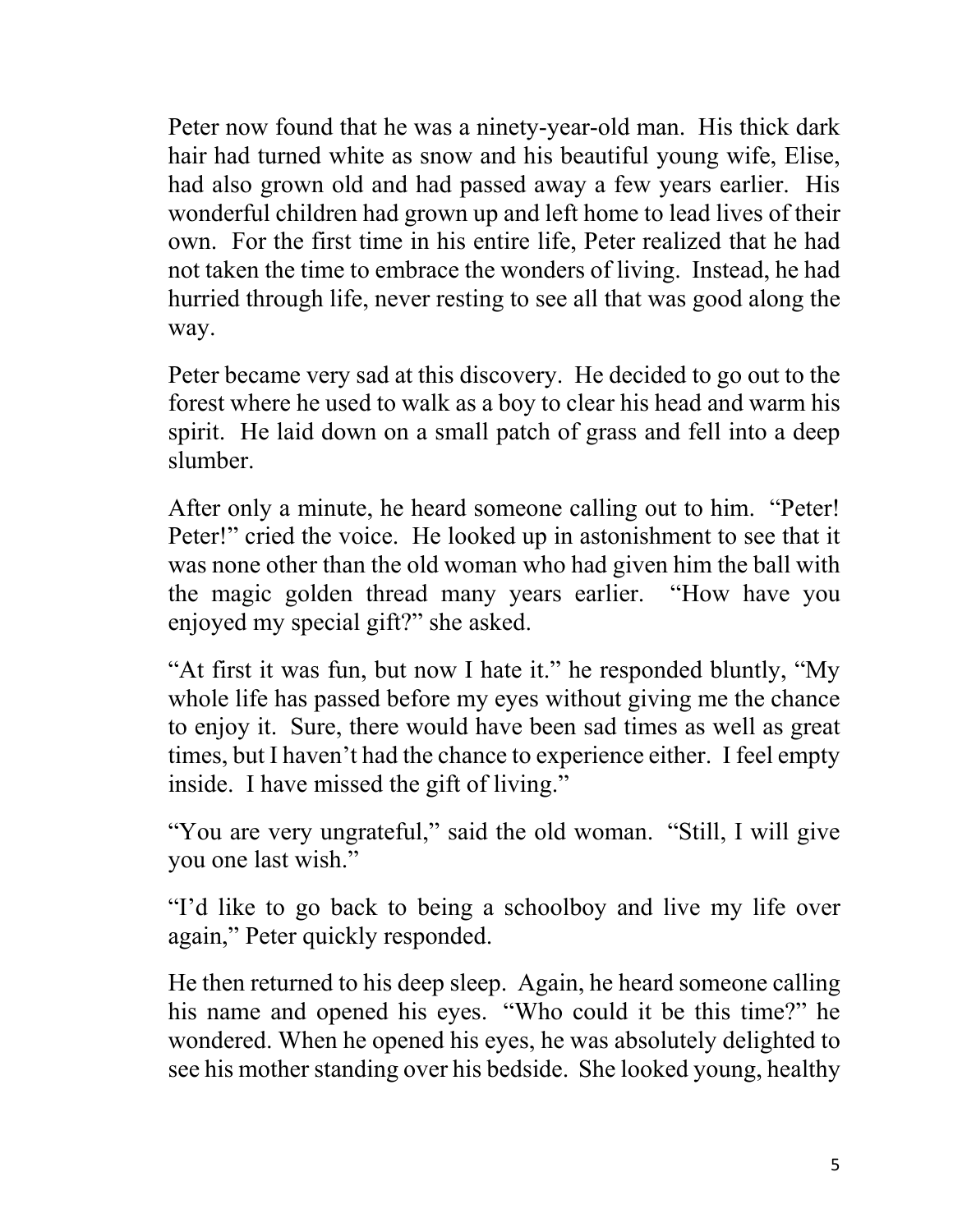Peter now found that he was a ninety-year-old man. His thick dark hair had turned white as snow and his beautiful young wife, Elise, had also grown old and had passed away a few years earlier. His wonderful children had grown up and left home to lead lives of their own. For the first time in his entire life, Peter realized that he had not taken the time to embrace the wonders of living. Instead, he had hurried through life, never resting to see all that was good along the way.

Peter became very sad at this discovery. He decided to go out to the forest where he used to walk as a boy to clear his head and warm his spirit. He laid down on a small patch of grass and fell into a deep slumber.

After only a minute, he heard someone calling out to him. "Peter! Peter!" cried the voice. He looked up in astonishment to see that it was none other than the old woman who had given him the ball with the magic golden thread many years earlier. "How have you enjoyed my special gift?" she asked.

"At first it was fun, but now I hate it." he responded bluntly, "My whole life has passed before my eyes without giving me the chance to enjoy it. Sure, there would have been sad times as well as great times, but I haven't had the chance to experience either. I feel empty inside. I have missed the gift of living."

"You are very ungrateful," said the old woman. "Still, I will give you one last wish."

"I'd like to go back to being a schoolboy and live my life over again," Peter quickly responded.

He then returned to his deep sleep. Again, he heard someone calling his name and opened his eyes. "Who could it be this time?" he wondered. When he opened his eyes, he was absolutely delighted to see his mother standing over his bedside. She looked young, healthy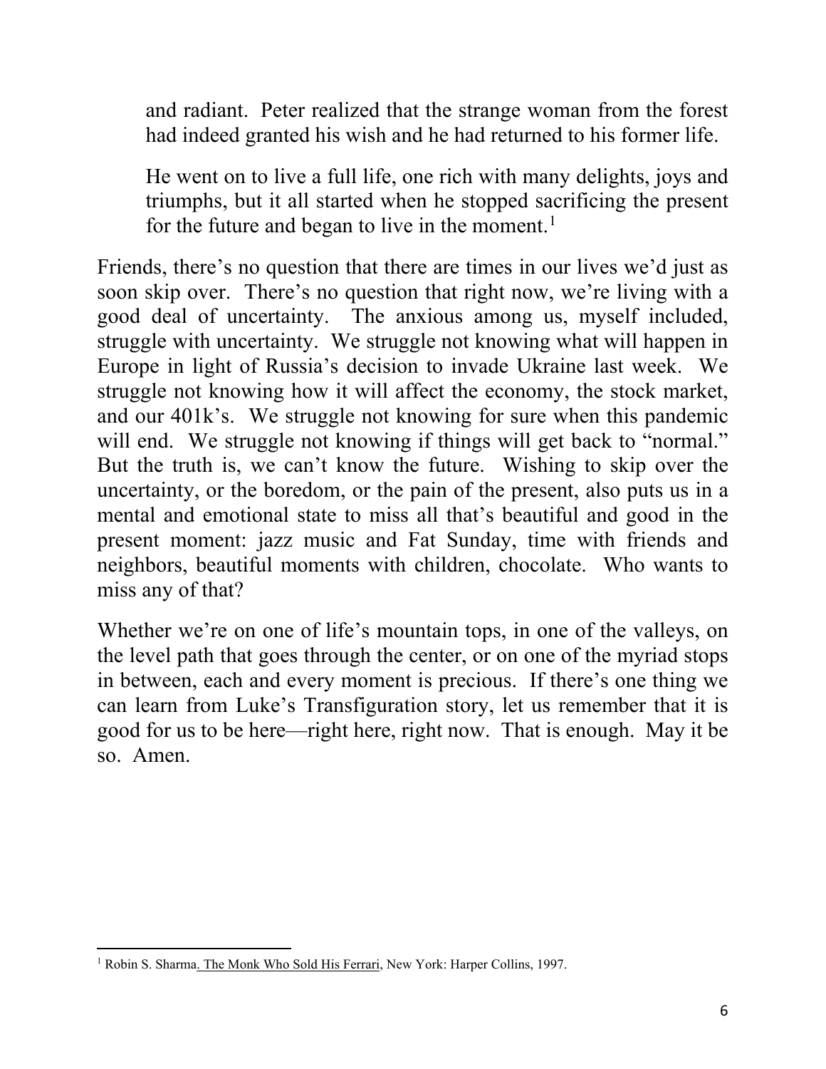> and radiant. Peter realized that the strange woman from the forest had indeed granted his wish and he had returned to his former life.
>
> He went on to live a full life, one rich with many delights, joys and triumphs, but it all started when he stopped sacrificing the present for the future and began to live in the moment.[1]

Friends, there's no question that there are times in our lives we'd just as soon skip over. There's no question that right now, we're living with a good deal of uncertainty. The anxious among us, myself included, struggle with uncertainty. We struggle not knowing what will happen in Europe in light of Russia's decision to invade Ukraine last week. We struggle not knowing how it will affect the economy, the stock market, and our 401k's. We struggle not knowing for sure when this pandemic will end. We struggle not knowing if things will get back to "normal." But the truth is, we can't know the future. Wishing to skip over the uncertainty, or the boredom, or the pain of the present, also puts us in a mental and emotional state to miss all that's beautiful and good in the present moment: jazz music and Fat Sunday, time with friends and neighbors, beautiful moments with children, chocolate. Who wants to miss any of that?

Whether we're on one of life's mountain tops, in one of the valleys, on the level path that goes through the center, or on one of the myriad stops in between, each and every moment is precious. If there's one thing we can learn from Luke's Transfiguration story, let us remember that it is good for us to be here—right here, right now. That is enough. May it be so. Amen.

---

[1] Robin S. Sharma. The Monk Who Sold His Ferrari, New York: Harper Collins, 1997.